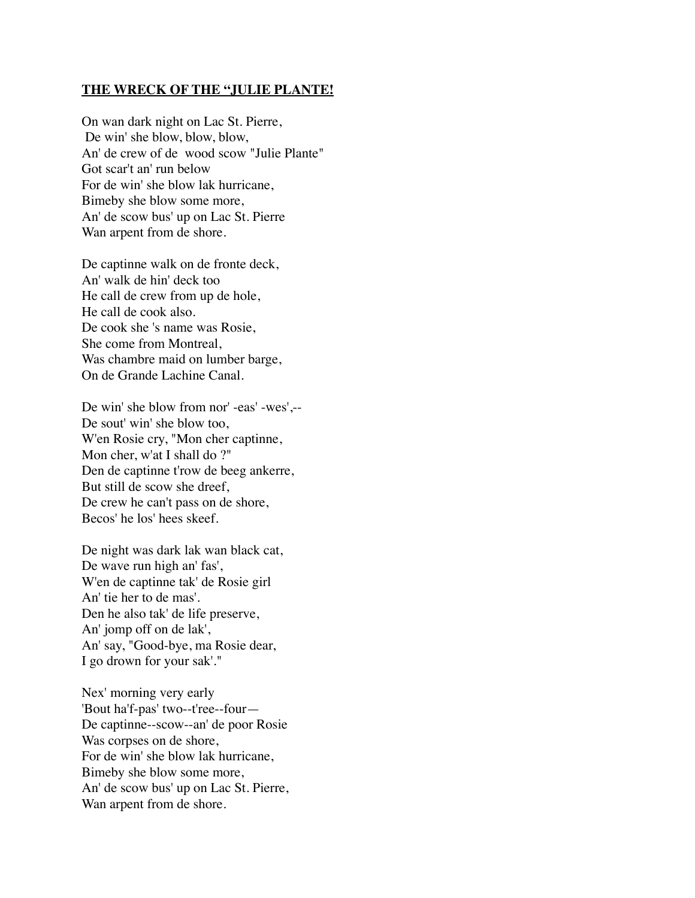**THE WRECK OF THE “JULIE PLANTE!**

On wan dark night on Lac St. Pierre,
 De win' she blow, blow, blow,
An' de crew of de  wood scow "Julie Plante"
Got scar't an' run below
For de win' she blow lak hurricane,
Bimeby she blow some more,
An' de scow bus' up on Lac St. Pierre
Wan arpent from de shore.

De captinne walk on de fronte deck,
An' walk de hin' deck too
He call de crew from up de hole,
He call de cook also.
De cook she 's name was Rosie,
She come from Montreal,
Was chambre maid on lumber barge,
On de Grande Lachine Canal.

De win' she blow from nor' -eas' -wes',--
De sout' win' she blow too,
W'en Rosie cry, "Mon cher captinne,
Mon cher, w'at I shall do ?"
Den de captinne t'row de beeg ankerre,
But still de scow she dreef,
De crew he can't pass on de shore,
Becos' he los' hees skeef.

De night was dark lak wan black cat,
De wave run high an' fas',
W'en de captinne tak' de Rosie girl
An' tie her to de mas'.
Den he also tak' de life preserve,
An' jomp off on de lak',
An' say, "Good-bye, ma Rosie dear,
I go drown for your sak'."

Nex' morning very early
'Bout ha'f-pas' two--t'ree--four—
De captinne--scow--an' de poor Rosie
Was corpses on de shore,
For de win' she blow lak hurricane,
Bimeby she blow some more,
An' de scow bus' up on Lac St. Pierre,
Wan arpent from de shore.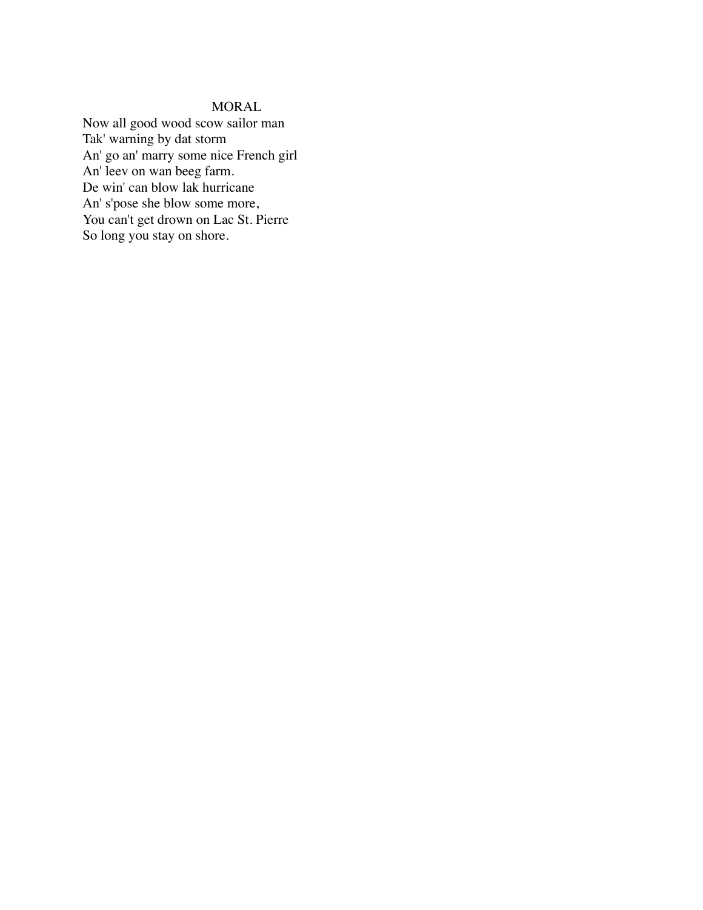MORAL

Now all good wood scow sailor man  
Tak' warning by dat storm  
An' go an' marry some nice French girl  
An' leev on wan beeg farm.  
De win' can blow lak hurricane  
An' s'pose she blow some more,  
You can't get drown on Lac St. Pierre  
So long you stay on shore.